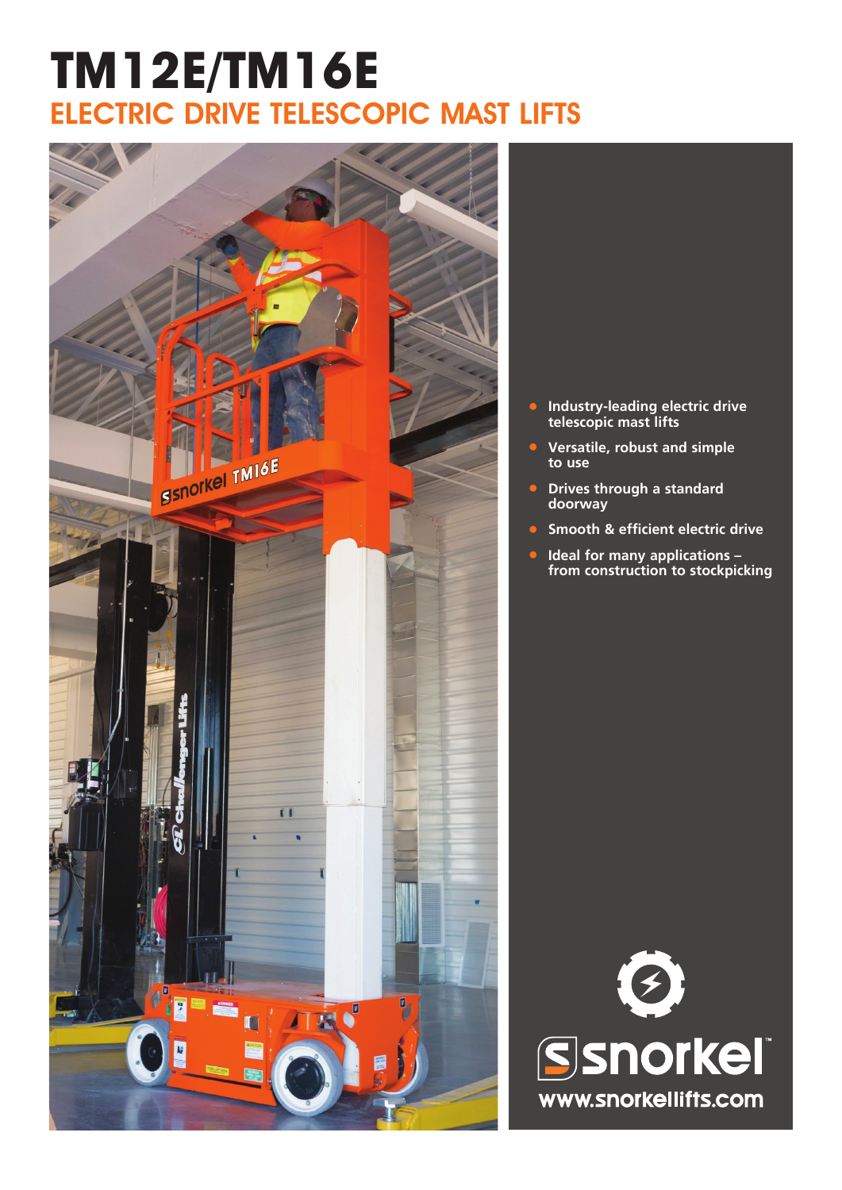# TM12E/TM16E

## ELECTRIC DRIVE TELESCOPIC MAST LIFTS

- Industry-leading electric drive telescopic mast lifts
- Versatile, robust and simple to use
- Drives through a standard doorway
- Smooth & efficient electric drive
- Ideal for many applications – from construction to stockpicking

snorkel™

www.snorkellifts.com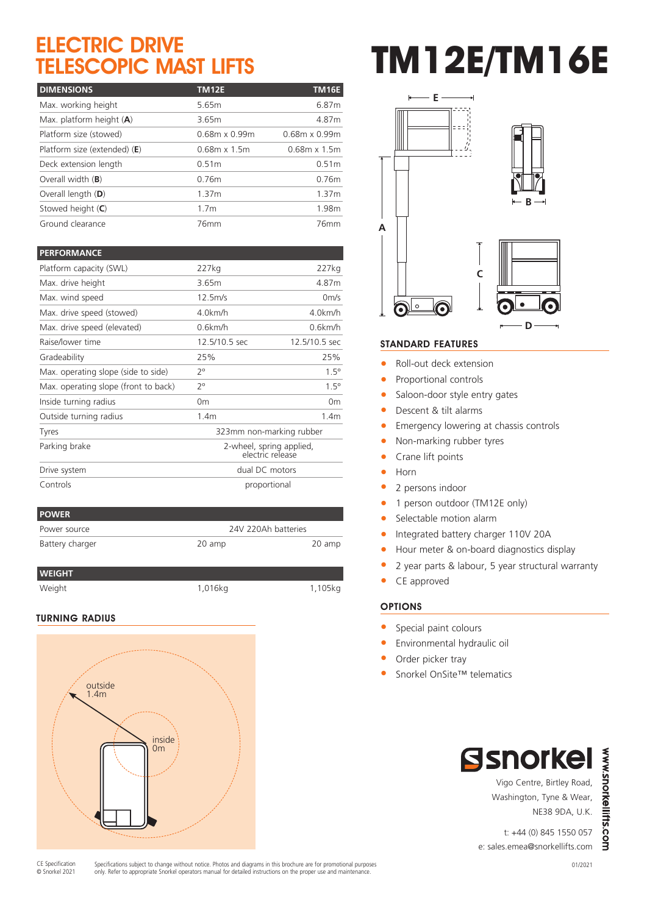# ELECTRIC DRIVE TELESCOPIC MAST LIFTS

# TM12E/TM16E

| DIMENSIONS | TM12E | TM16E |
|---|---|---|
| Max. working height | 5.65m | 6.87m |
| Max. platform height (**A**) | 3.65m | 4.87m |
| Platform size (stowed) | 0.68m x 0.99m | 0.68m x 0.99m |
| Platform size (extended) (**E**) | 0.68m x 1.5m | 0.68m x 1.5m |
| Deck extension length | 0.51m | 0.51m |
| Overall width (**B**) | 0.76m | 0.76m |
| Overall length (**D**) | 1.37m | 1.37m |
| Stowed height (**C**) | 1.7m | 1.98m |
| Ground clearance | 76mm | 76mm |

| PERFORMANCE | | |
|---|---|---|
| Platform capacity (SWL) | 227kg | 227kg |
| Max. drive height | 3.65m | 4.87m |
| Max. wind speed | 12.5m/s | 0m/s |
| Max. drive speed (stowed) | 4.0km/h | 4.0km/h |
| Max. drive speed (elevated) | 0.6km/h | 0.6km/h |
| Raise/lower time | 12.5/10.5 sec | 12.5/10.5 sec |
| Gradeability | 25% | 25% |
| Max. operating slope (side to side) | 2° | 1.5° |
| Max. operating slope (front to back) | 2° | 1.5° |
| Inside turning radius | 0m | 0m |
| Outside turning radius | 1.4m | 1.4m |
| Tyres | 323mm non-marking rubber | |
| Parking brake | 2-wheel, spring applied, electric release | |
| Drive system | dual DC motors | |
| Controls | proportional | |

| POWER | | |
|---|---|---|
| Power source | 24V 220Ah batteries | |
| Battery charger | 20 amp | 20 amp |

| WEIGHT | | |
|---|---|---|
| Weight | 1,016kg | 1,105kg |

### TURNING RADIUS

outside
1.4m

inside
0m

E

A

B

C

D

### STANDARD FEATURES

- Roll-out deck extension
- Proportional controls
- Saloon-door style entry gates
- Descent & tilt alarms
- Emergency lowering at chassis controls
- Non-marking rubber tyres
- Crane lift points
- Horn
- 2 persons indoor
- 1 person outdoor (TM12E only)
- Selectable motion alarm
- Integrated battery charger 110V 20A
- Hour meter & on-board diagnostics display
- 2 year parts & labour, 5 year structural warranty
- CE approved

### OPTIONS

- Special paint colours
- Environmental hydraulic oil
- Order picker tray
- Snorkel OnSite™ telematics

snorkel

Vigo Centre, Birtley Road,
Washington, Tyne & Wear,
NE38 9DA, U.K.

t: +44 (0) 845 1550 057
e: sales.emea@snorkellifts.com

www.snorkellifts.com

CE Specification
© Snorkel 2021

Specifications subject to change without notice. Photos and diagrams in this brochure are for promotional purposes only. Refer to appropriate Snorkel operators manual for detailed instructions on the proper use and maintenance.

01/2021